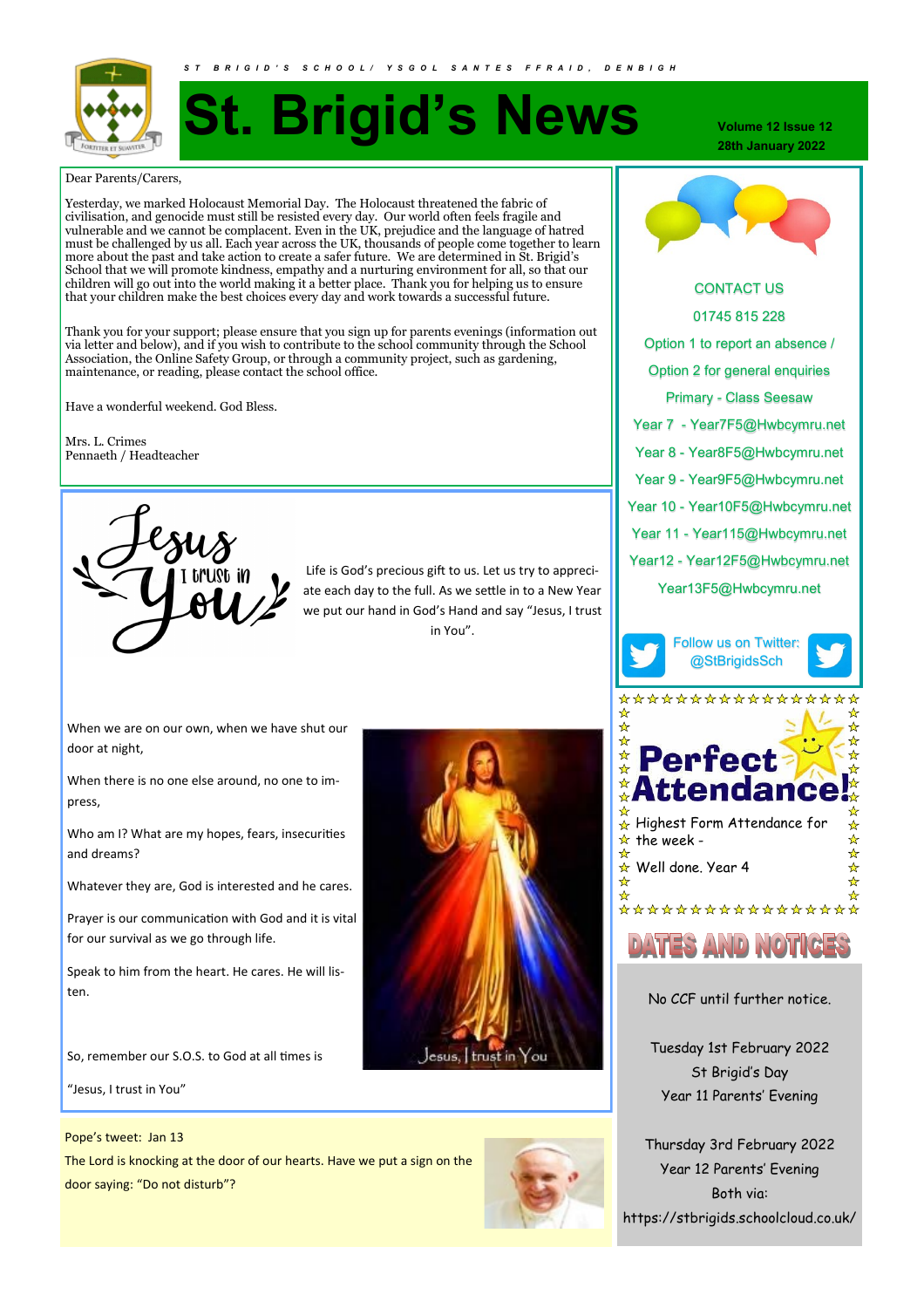ST BRIGID'S SCHOOL/ YSGOL SANTES FFRAID, DENBIGH

# St. Brigid's News

**Volume 12 Issue 12**
**28th January 2022**

Dear Parents/Carers,

Yesterday, we marked Holocaust Memorial Day. The Holocaust threatened the fabric of civilisation, and genocide must still be resisted every day. Our world often feels fragile and vulnerable and we cannot be complacent. Even in the UK, prejudice and the language of hatred must be challenged by us all. Each year across the UK, thousands of people come together to learn more about the past and take action to create a safer future. We are determined in St. Brigid's School that we will promote kindness, empathy and a nurturing environment for all, so that our children will go out into the world making it a better place. Thank you for helping us to ensure that your children make the best choices every day and work towards a successful future.

Thank you for your support; please ensure that you sign up for parents evenings (information out via letter and below), and if you wish to contribute to the school community through the School Association, the Online Safety Group, or through a community project, such as gardening, maintenance, or reading, please contact the school office.

Have a wonderful weekend. God Bless.

Mrs. L. Crimes
Pennaeth / Headteacher

Jesus I trust in You

Life is God's precious gift to us. Let us try to appreciate each day to the full. As we settle in to a New Year we put our hand in God's Hand and say "Jesus, I trust in You".

When we are on our own, when we have shut our door at night,

When there is no one else around, no one to impress,

Who am I? What are my hopes, fears, insecurities and dreams?

Whatever they are, God is interested and he cares.

Prayer is our communication with God and it is vital for our survival as we go through life.

Speak to him from the heart. He cares. He will listen.

So, remember our S.O.S. to God at all times is

"Jesus, I trust in You"

Jesus, I trust in You

Pope's tweet: Jan 13
The Lord is knocking at the door of our hearts. Have we put a sign on the door saying: "Do not disturb"?

## CONTACT US

01745 815 228
Option 1 to report an absence /
Option 2 for general enquiries
Primary - Class Seesaw
Year 7 - Year7F5@Hwbcymru.net
Year 8 - Year8F5@Hwbcymru.net
Year 9 - Year9F5@Hwbcymru.net
Year 10 - Year10F5@Hwbcymru.net
Year 11 - Year115@Hwbcymru.net
Year12 - Year12F5@Hwbcymru.net
Year13F5@Hwbcymru.net

Follow us on Twitter: @StBrigidsSch

## Perfect Attendance!

Highest Form Attendance for the week -

Well done, Year 4

## DATES AND NOTICES

No CCF until further notice.

Tuesday 1st February 2022
St Brigid's Day
Year 11 Parents' Evening

Thursday 3rd February 2022
Year 12 Parents' Evening
Both via:
https://stbrigids.schoolcloud.co.uk/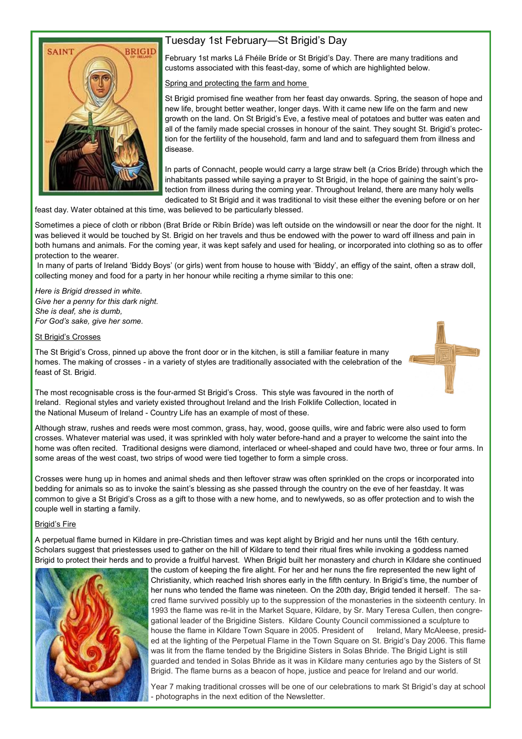## Tuesday 1st February—St Brigid's Day

February 1st marks Lá Fhéile Bríde or St Brigid's Day. There are many traditions and customs associated with this feast-day, some of which are highlighted below.

### Spring and protecting the farm and home

St Brigid promised fine weather from her feast day onwards. Spring, the season of hope and new life, brought better weather, longer days. With it came new life on the farm and new growth on the land. On St Brigid's Eve, a festive meal of potatoes and butter was eaten and all of the family made special crosses in honour of the saint. They sought St. Brigid's protection for the fertility of the household, farm and land and to safeguard them from illness and disease.

In parts of Connacht, people would carry a large straw belt (a Crios Bríde) through which the inhabitants passed while saying a prayer to St Brigid, in the hope of gaining the saint's protection from illness during the coming year. Throughout Ireland, there are many holy wells dedicated to St Brigid and it was traditional to visit these either the evening before or on her feast day. Water obtained at this time, was believed to be particularly blessed.

Sometimes a piece of cloth or ribbon (Brat Bríde or Ribín Bríde) was left outside on the windowsill or near the door for the night. It was believed it would be touched by St. Brigid on her travels and thus be endowed with the power to ward off illness and pain in both humans and animals. For the coming year, it was kept safely and used for healing, or incorporated into clothing so as to offer protection to the wearer.

In many of parts of Ireland 'Biddy Boys' (or girls) went from house to house with 'Biddy', an effigy of the saint, often a straw doll, collecting money and food for a party in her honour while reciting a rhyme similar to this one:

*Here is Brigid dressed in white.*
*Give her a penny for this dark night.*
*She is deaf, she is dumb,*
*For God's sake, give her some.*

### St Brigid's Crosses

The St Brigid's Cross, pinned up above the front door or in the kitchen, is still a familiar feature in many homes. The making of crosses - in a variety of styles are traditionally associated with the celebration of the feast of St. Brigid.

The most recognisable cross is the four-armed St Brigid's Cross. This style was favoured in the north of Ireland. Regional styles and variety existed throughout Ireland and the Irish Folklife Collection, located in the National Museum of Ireland - Country Life has an example of most of these.

Although straw, rushes and reeds were most common, grass, hay, wood, goose quills, wire and fabric were also used to form crosses. Whatever material was used, it was sprinkled with holy water before-hand and a prayer to welcome the saint into the home was often recited. Traditional designs were diamond, interlaced or wheel-shaped and could have two, three or four arms. In some areas of the west coast, two strips of wood were tied together to form a simple cross.

Crosses were hung up in homes and animal sheds and then leftover straw was often sprinkled on the crops or incorporated into bedding for animals so as to invoke the saint's blessing as she passed through the country on the eve of her feastday. It was common to give a St Brigid's Cross as a gift to those with a new home, and to newlyweds, so as offer protection and to wish the couple well in starting a family.

### Brigid's Fire

A perpetual flame burned in Kildare in pre-Christian times and was kept alight by Brigid and her nuns until the 16th century. Scholars suggest that priestesses used to gather on the hill of Kildare to tend their ritual fires while invoking a goddess named Brigid to protect their herds and to provide a fruitful harvest. When Brigid built her monastery and church in Kildare she continued the custom of keeping the fire alight. For her and her nuns the fire represented the new light of Christianity, which reached Irish shores early in the fifth century. In Brigid's time, the number of her nuns who tended the flame was nineteen. On the 20th day, Brigid tended it herself. The sacred flame survived possibly up to the suppression of the monasteries in the sixteenth century. In 1993 the flame was re-lit in the Market Square, Kildare, by Sr. Mary Teresa Cullen, then congregational leader of the Brigidine Sisters. Kildare County Council commissioned a sculpture to house the flame in Kildare Town Square in 2005. President of Ireland, Mary McAleese, presided at the lighting of the Perpetual Flame in the Town Square on St. Brigid's Day 2006. This flame was lit from the flame tended by the Brigidine Sisters in Solas Bhride. The Brigid Light is still guarded and tended in Solas Bhride as it was in Kildare many centuries ago by the Sisters of St Brigid. The flame burns as a beacon of hope, justice and peace for Ireland and our world.

Year 7 making traditional crosses will be one of our celebrations to mark St Brigid's day at school - photographs in the next edition of the Newsletter.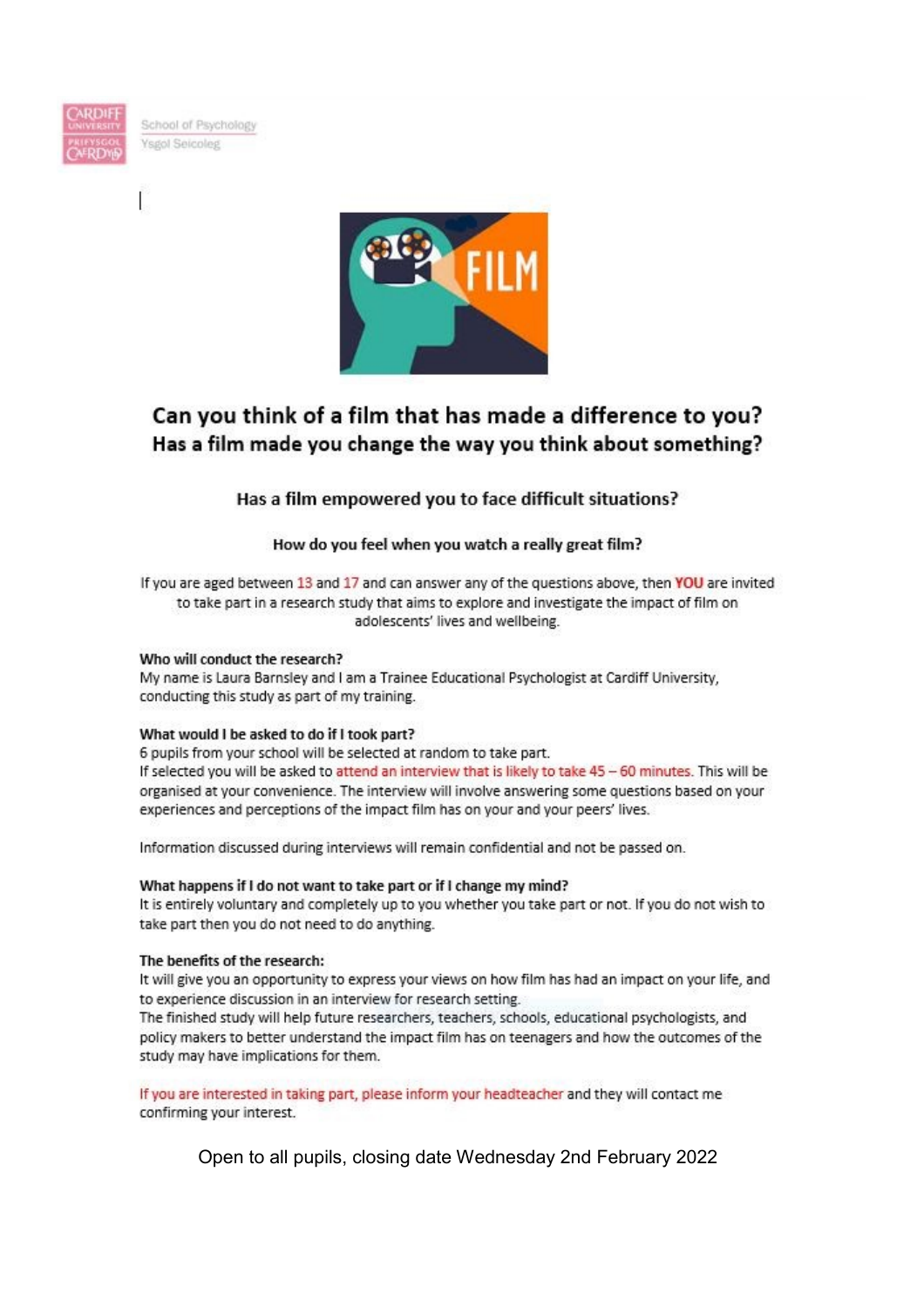Cardiff University / Prifysgol Caerdydd — School of Psychology / Ysgol Seicoleg

## Can you think of a film that has made a difference to you? Has a film made you change the way you think about something?

### Has a film empowered you to face difficult situations?

#### How do you feel when you watch a really great film?

If you are aged between 13 and 17 and can answer any of the questions above, then **YOU** are invited to take part in a research study that aims to explore and investigate the impact of film on adolescents' lives and wellbeing.

**Who will conduct the research?**
My name is Laura Barnsley and I am a Trainee Educational Psychologist at Cardiff University, conducting this study as part of my training.

**What would I be asked to do if I took part?**
6 pupils from your school will be selected at random to take part.
If selected you will be asked to attend an interview that is likely to take 45 – 60 minutes. This will be organised at your convenience. The interview will involve answering some questions based on your experiences and perceptions of the impact film has on your and your peers' lives.

Information discussed during interviews will remain confidential and not be passed on.

**What happens if I do not want to take part or if I change my mind?**
It is entirely voluntary and completely up to you whether you take part or not. If you do not wish to take part then you do not need to do anything.

**The benefits of the research:**
It will give you an opportunity to express your views on how film has had an impact on your life, and to experience discussion in an interview for research setting.
The finished study will help future researchers, teachers, schools, educational psychologists, and policy makers to better understand the impact film has on teenagers and how the outcomes of the study may have implications for them.

If you are interested in taking part, please inform your headteacher and they will contact me confirming your interest.

Open to all pupils, closing date Wednesday 2nd February 2022